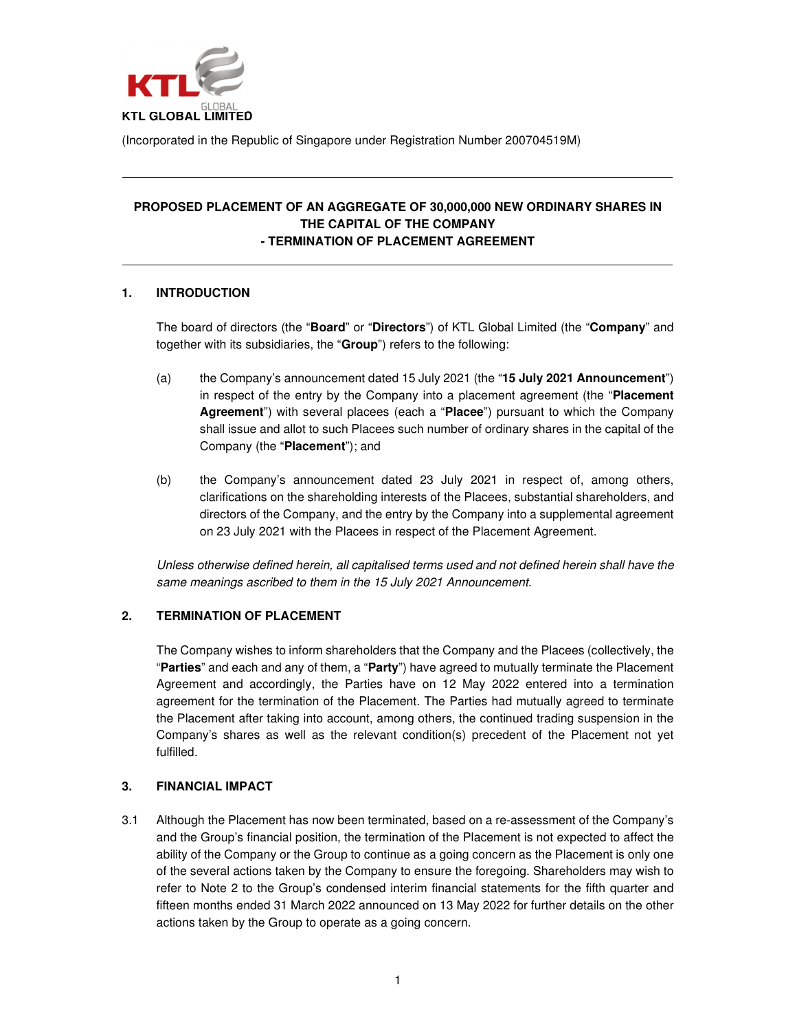**KTL GLOBAL LIMITED**

(Incorporated in the Republic of Singapore under Registration Number 200704519M)

---

**PROPOSED PLACEMENT OF AN AGGREGATE OF 30,000,000 NEW ORDINARY SHARES IN THE CAPITAL OF THE COMPANY**
**- TERMINATION OF PLACEMENT AGREEMENT**

---

## 1. INTRODUCTION

The board of directors (the "**Board**" or "**Directors**") of KTL Global Limited (the "**Company**" and together with its subsidiaries, the "**Group**") refers to the following:

(a) the Company's announcement dated 15 July 2021 (the "**15 July 2021 Announcement**") in respect of the entry by the Company into a placement agreement (the "**Placement Agreement**") with several placees (each a "**Placee**") pursuant to which the Company shall issue and allot to such Placees such number of ordinary shares in the capital of the Company (the "**Placement**"); and

(b) the Company's announcement dated 23 July 2021 in respect of, among others, clarifications on the shareholding interests of the Placees, substantial shareholders, and directors of the Company, and the entry by the Company into a supplemental agreement on 23 July 2021 with the Placees in respect of the Placement Agreement.

*Unless otherwise defined herein, all capitalised terms used and not defined herein shall have the same meanings ascribed to them in the 15 July 2021 Announcement.*

## 2. TERMINATION OF PLACEMENT

The Company wishes to inform shareholders that the Company and the Placees (collectively, the "**Parties**" and each and any of them, a "**Party**") have agreed to mutually terminate the Placement Agreement and accordingly, the Parties have on 12 May 2022 entered into a termination agreement for the termination of the Placement. The Parties had mutually agreed to terminate the Placement after taking into account, among others, the continued trading suspension in the Company's shares as well as the relevant condition(s) precedent of the Placement not yet fulfilled.

## 3. FINANCIAL IMPACT

3.1 Although the Placement has now been terminated, based on a re-assessment of the Company's and the Group's financial position, the termination of the Placement is not expected to affect the ability of the Company or the Group to continue as a going concern as the Placement is only one of the several actions taken by the Company to ensure the foregoing. Shareholders may wish to refer to Note 2 to the Group's condensed interim financial statements for the fifth quarter and fifteen months ended 31 March 2022 announced on 13 May 2022 for further details on the other actions taken by the Group to operate as a going concern.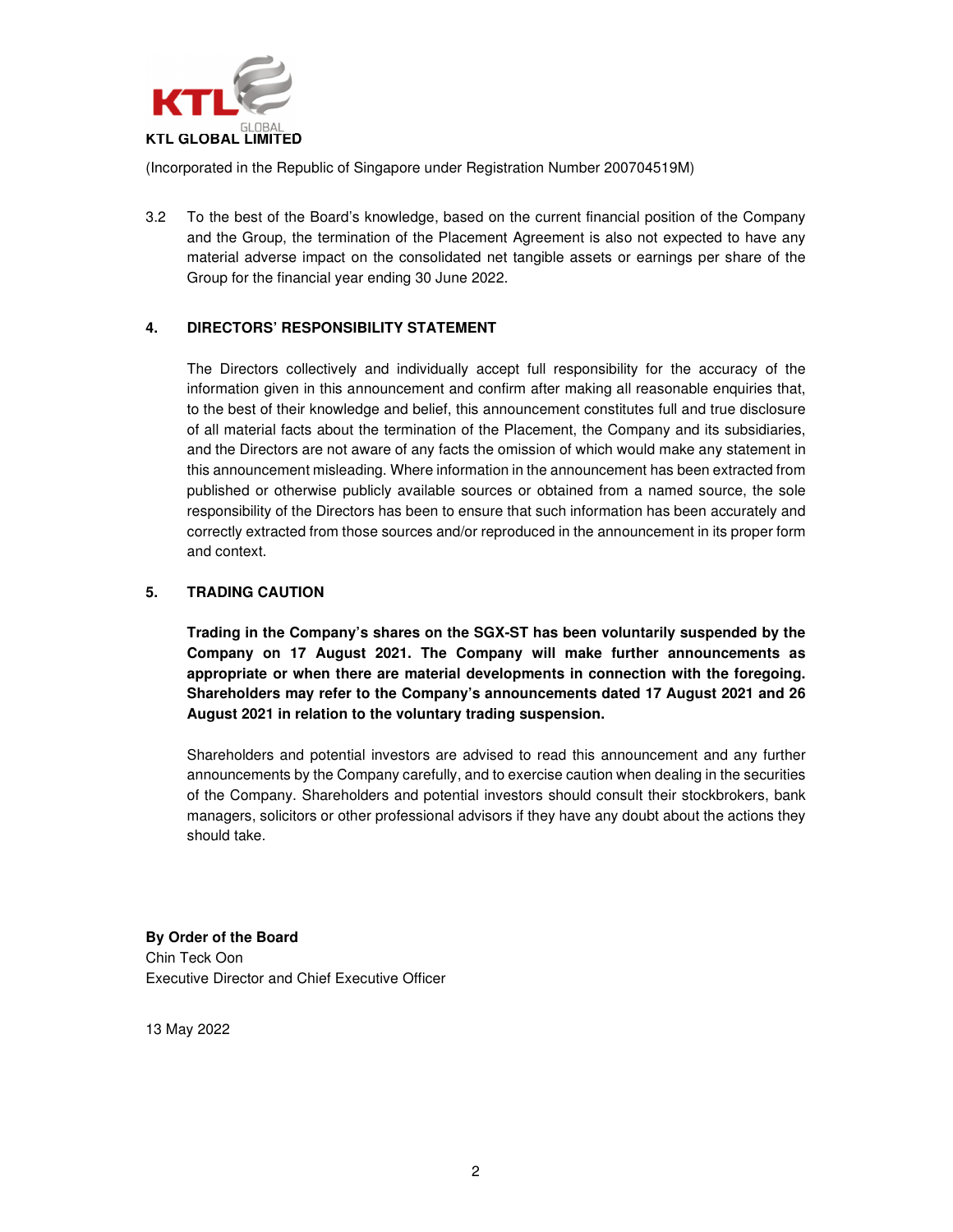**KTL GLOBAL LIMITED**

(Incorporated in the Republic of Singapore under Registration Number 200704519M)

3.2 To the best of the Board's knowledge, based on the current financial position of the Company and the Group, the termination of the Placement Agreement is also not expected to have any material adverse impact on the consolidated net tangible assets or earnings per share of the Group for the financial year ending 30 June 2022.

**4. DIRECTORS' RESPONSIBILITY STATEMENT**

The Directors collectively and individually accept full responsibility for the accuracy of the information given in this announcement and confirm after making all reasonable enquiries that, to the best of their knowledge and belief, this announcement constitutes full and true disclosure of all material facts about the termination of the Placement, the Company and its subsidiaries, and the Directors are not aware of any facts the omission of which would make any statement in this announcement misleading. Where information in the announcement has been extracted from published or otherwise publicly available sources or obtained from a named source, the sole responsibility of the Directors has been to ensure that such information has been accurately and correctly extracted from those sources and/or reproduced in the announcement in its proper form and context.

**5. TRADING CAUTION**

**Trading in the Company's shares on the SGX-ST has been voluntarily suspended by the Company on 17 August 2021. The Company will make further announcements as appropriate or when there are material developments in connection with the foregoing. Shareholders may refer to the Company's announcements dated 17 August 2021 and 26 August 2021 in relation to the voluntary trading suspension.**

Shareholders and potential investors are advised to read this announcement and any further announcements by the Company carefully, and to exercise caution when dealing in the securities of the Company. Shareholders and potential investors should consult their stockbrokers, bank managers, solicitors or other professional advisors if they have any doubt about the actions they should take.

**By Order of the Board**
Chin Teck Oon
Executive Director and Chief Executive Officer

13 May 2022